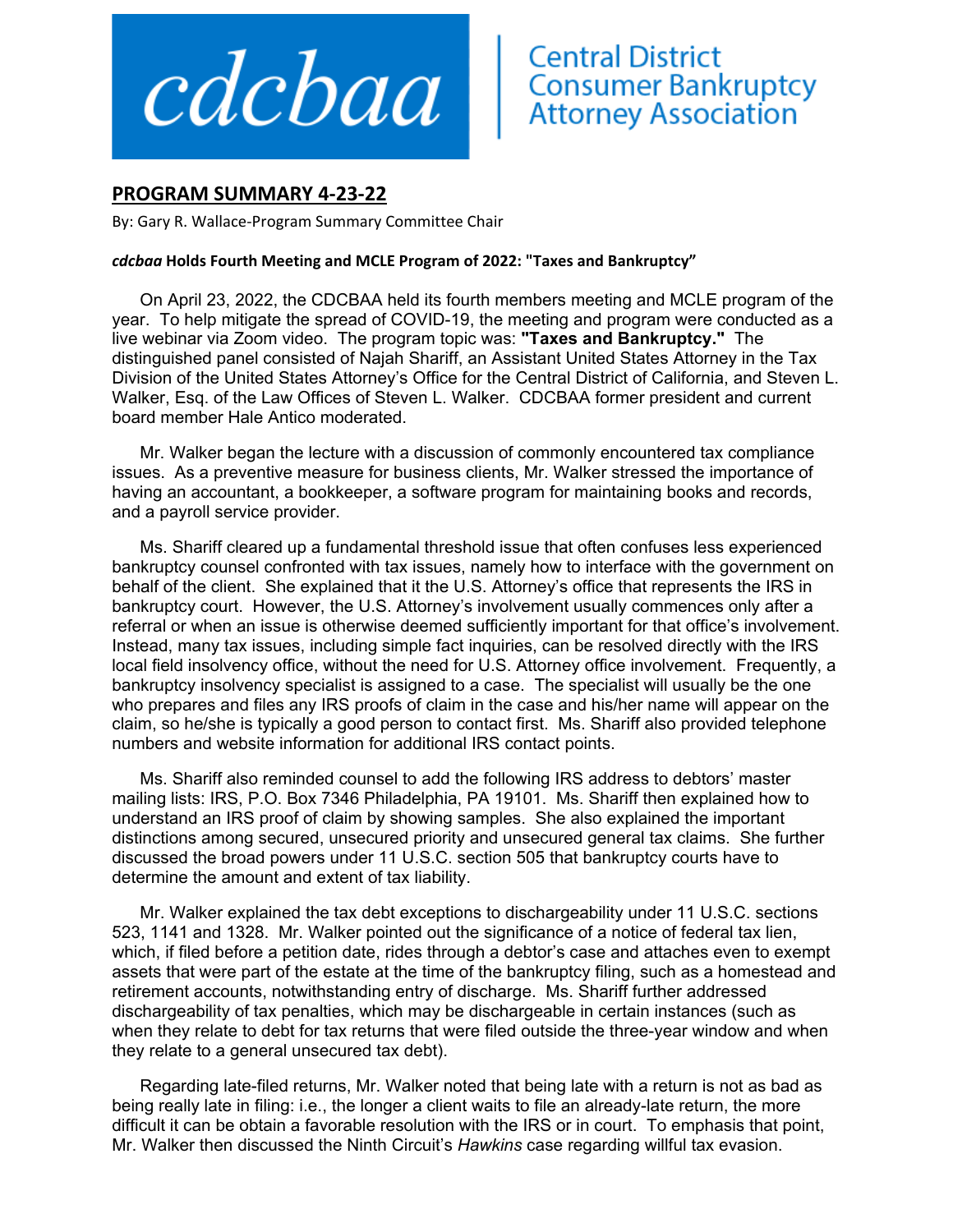cdcbaa | Central District Consumer Bankruptcy Attorney Association

## PROGRAM SUMMARY 4-23-22

By: Gary R. Wallace-Program Summary Committee Chair

#### *cdcbaa* Holds Fourth Meeting and MCLE Program of 2022: "Taxes and Bankruptcy"

On April 23, 2022, the CDCBAA held its fourth members meeting and MCLE program of the year. To help mitigate the spread of COVID-19, the meeting and program were conducted as a live webinar via Zoom video. The program topic was: **"Taxes and Bankruptcy."** The distinguished panel consisted of Najah Shariff, an Assistant United States Attorney in the Tax Division of the United States Attorney's Office for the Central District of California, and Steven L. Walker, Esq. of the Law Offices of Steven L. Walker. CDCBAA former president and current board member Hale Antico moderated.

Mr. Walker began the lecture with a discussion of commonly encountered tax compliance issues. As a preventive measure for business clients, Mr. Walker stressed the importance of having an accountant, a bookkeeper, a software program for maintaining books and records, and a payroll service provider.

Ms. Shariff cleared up a fundamental threshold issue that often confuses less experienced bankruptcy counsel confronted with tax issues, namely how to interface with the government on behalf of the client. She explained that it the U.S. Attorney's office that represents the IRS in bankruptcy court. However, the U.S. Attorney's involvement usually commences only after a referral or when an issue is otherwise deemed sufficiently important for that office's involvement. Instead, many tax issues, including simple fact inquiries, can be resolved directly with the IRS local field insolvency office, without the need for U.S. Attorney office involvement. Frequently, a bankruptcy insolvency specialist is assigned to a case. The specialist will usually be the one who prepares and files any IRS proofs of claim in the case and his/her name will appear on the claim, so he/she is typically a good person to contact first. Ms. Shariff also provided telephone numbers and website information for additional IRS contact points.

Ms. Shariff also reminded counsel to add the following IRS address to debtors' master mailing lists: IRS, P.O. Box 7346 Philadelphia, PA 19101. Ms. Shariff then explained how to understand an IRS proof of claim by showing samples. She also explained the important distinctions among secured, unsecured priority and unsecured general tax claims. She further discussed the broad powers under 11 U.S.C. section 505 that bankruptcy courts have to determine the amount and extent of tax liability.

Mr. Walker explained the tax debt exceptions to dischargeability under 11 U.S.C. sections 523, 1141 and 1328. Mr. Walker pointed out the significance of a notice of federal tax lien, which, if filed before a petition date, rides through a debtor's case and attaches even to exempt assets that were part of the estate at the time of the bankruptcy filing, such as a homestead and retirement accounts, notwithstanding entry of discharge. Ms. Shariff further addressed dischargeability of tax penalties, which may be dischargeable in certain instances (such as when they relate to debt for tax returns that were filed outside the three-year window and when they relate to a general unsecured tax debt).

Regarding late-filed returns, Mr. Walker noted that being late with a return is not as bad as being really late in filing: i.e., the longer a client waits to file an already-late return, the more difficult it can be obtain a favorable resolution with the IRS or in court. To emphasis that point, Mr. Walker then discussed the Ninth Circuit's *Hawkins* case regarding willful tax evasion.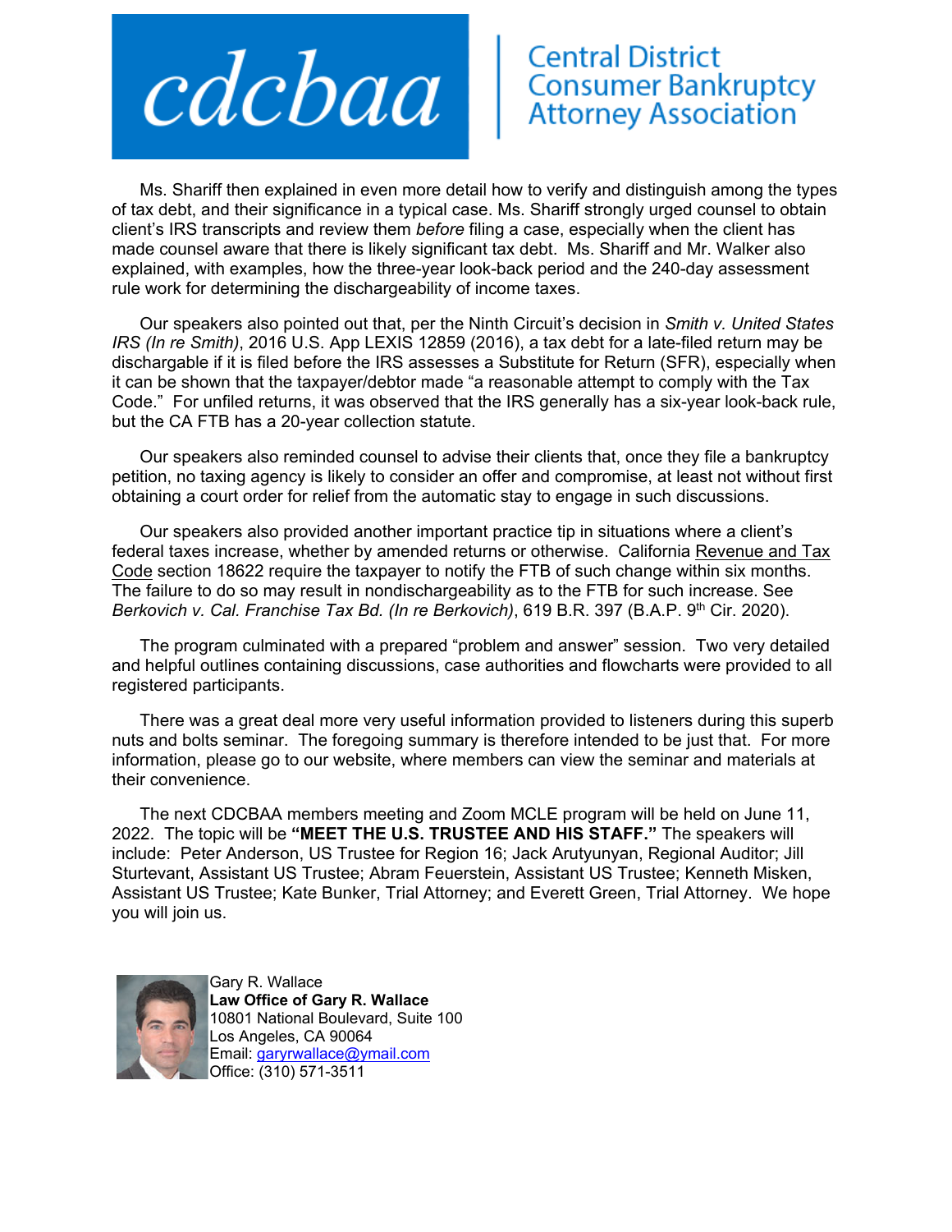Ms. Shariff then explained in even more detail how to verify and distinguish among the types of tax debt, and their significance in a typical case. Ms. Shariff strongly urged counsel to obtain client's IRS transcripts and review them *before* filing a case, especially when the client has made counsel aware that there is likely significant tax debt. Ms. Shariff and Mr. Walker also explained, with examples, how the three-year look-back period and the 240-day assessment rule work for determining the dischargeability of income taxes.

Our speakers also pointed out that, per the Ninth Circuit's decision in *Smith v. United States IRS (In re Smith)*, 2016 U.S. App LEXIS 12859 (2016), a tax debt for a late-filed return may be dischargable if it is filed before the IRS assesses a Substitute for Return (SFR), especially when it can be shown that the taxpayer/debtor made "a reasonable attempt to comply with the Tax Code." For unfiled returns, it was observed that the IRS generally has a six-year look-back rule, but the CA FTB has a 20-year collection statute.

Our speakers also reminded counsel to advise their clients that, once they file a bankruptcy petition, no taxing agency is likely to consider an offer and compromise, at least not without first obtaining a court order for relief from the automatic stay to engage in such discussions.

Our speakers also provided another important practice tip in situations where a client's federal taxes increase, whether by amended returns or otherwise. California Revenue and Tax Code section 18622 require the taxpayer to notify the FTB of such change within six months. The failure to do so may result in nondischargeability as to the FTB for such increase. See *Berkovich v. Cal. Franchise Tax Bd. (In re Berkovich)*, 619 B.R. 397 (B.A.P. 9th Cir. 2020).

The program culminated with a prepared "problem and answer" session. Two very detailed and helpful outlines containing discussions, case authorities and flowcharts were provided to all registered participants.

There was a great deal more very useful information provided to listeners during this superb nuts and bolts seminar. The foregoing summary is therefore intended to be just that. For more information, please go to our website, where members can view the seminar and materials at their convenience.

The next CDCBAA members meeting and Zoom MCLE program will be held on June 11, 2022. The topic will be **"MEET THE U.S. TRUSTEE AND HIS STAFF."** The speakers will include: Peter Anderson, US Trustee for Region 16; Jack Arutyunyan, Regional Auditor; Jill Sturtevant, Assistant US Trustee; Abram Feuerstein, Assistant US Trustee; Kenneth Misken, Assistant US Trustee; Kate Bunker, Trial Attorney; and Everett Green, Trial Attorney. We hope you will join us.

Gary R. Wallace
**Law Office of Gary R. Wallace**
10801 National Boulevard, Suite 100
Los Angeles, CA 90064
Email: garyrwallace@ymail.com
Office: (310) 571-3511